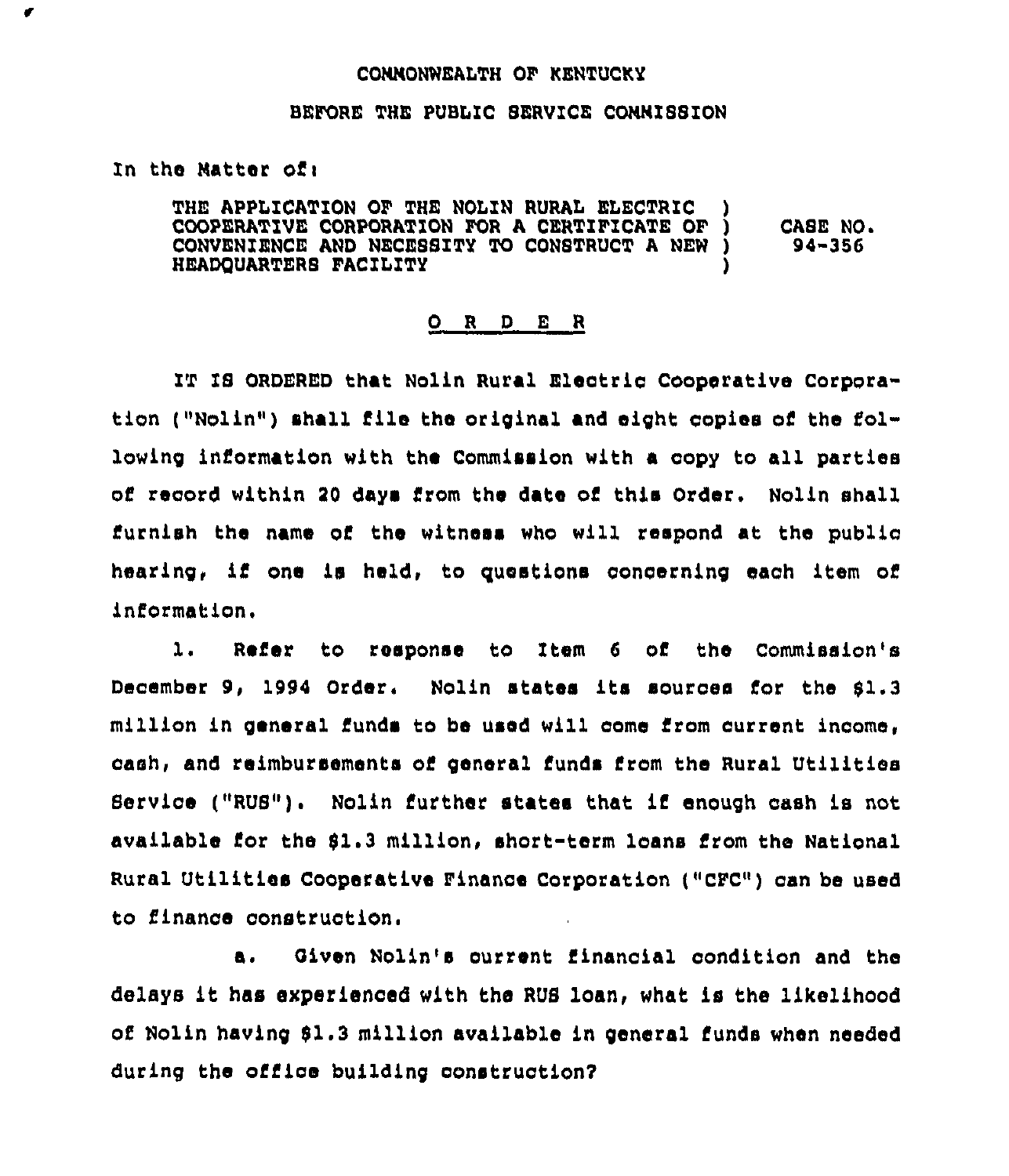COMMONWEALTH OF KENTUCKY

BEFORE THE PUBLIC SERVICE COMMISSION

In the Matter of:

THE APPLICATION OF THE NOLIN RURAL ELECTRIC COOPERATIVE CORPORATION FOR A CERTIFICATE OF CONVENIENCE AND NECESSITY TO CONSTRUCT A NEW HEADQUARTERS FACILITY ) CASE NO. 94-356

## O R D E R

IT IS ORDERED that Nolin Rural Electric Cooperative Corporation ("Nolin") shall file the original and eight copies of the following information with the Commission with a copy to all parties of record within 20 days from the date of this Order. Nolin shall furnish the name of the witness who will respond at the public hearing, if one is held, to questions concerning each item of information.

1. Refer to response to Item 6 of the Commission's December 9, 1994 Order. Nolin states its sources for the $1.3 million in general funds to be used will come from current income, cash, and reimbursements of general funds from the Rural Utilities Service ("RUS"). Nolin further states that if enough cash is not available for the $1.3 million, short-term loans from the National Rural Utilities Cooperative Finance Corporation ("CFC") can be used to finance construction.

   a. Given Nolin's current financial condition and the delays it has experienced with the RUS loan, what is the likelihood of Nolin having $1.3 million available in general funds when needed during the office building construction?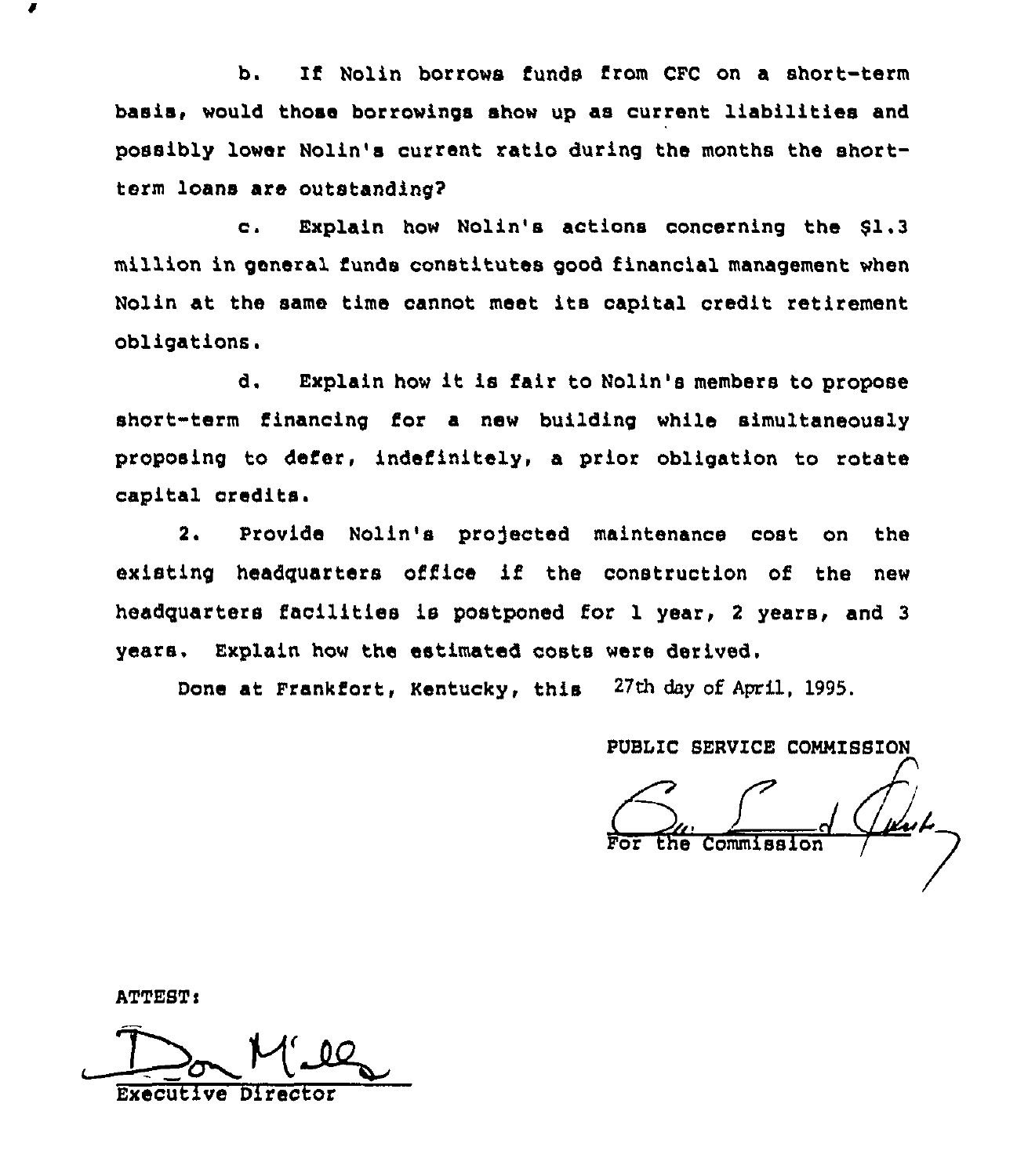b. If Nolin borrows funds from CFC on a short-term basis, would those borrowings show up as current liabilities and possibly lower Nolin's current ratio during the months the short-term loans are outstanding?

c. Explain how Nolin's actions concerning the $1.3 million in general funds constitutes good financial management when Nolin at the same time cannot meet its capital credit retirement obligations.

d. Explain how it is fair to Nolin's members to propose short-term financing for a new building while simultaneously proposing to defer, indefinitely, a prior obligation to rotate capital credits.

2. Provide Nolin's projected maintenance cost on the existing headquarters office if the construction of the new headquarters facilities is postponed for 1 year, 2 years, and 3 years. Explain how the estimated costs were derived.

Done at Frankfort, Kentucky, this 27th day of April, 1995.

PUBLIC SERVICE COMMISSION

For the Commission

ATTEST:

Executive Director